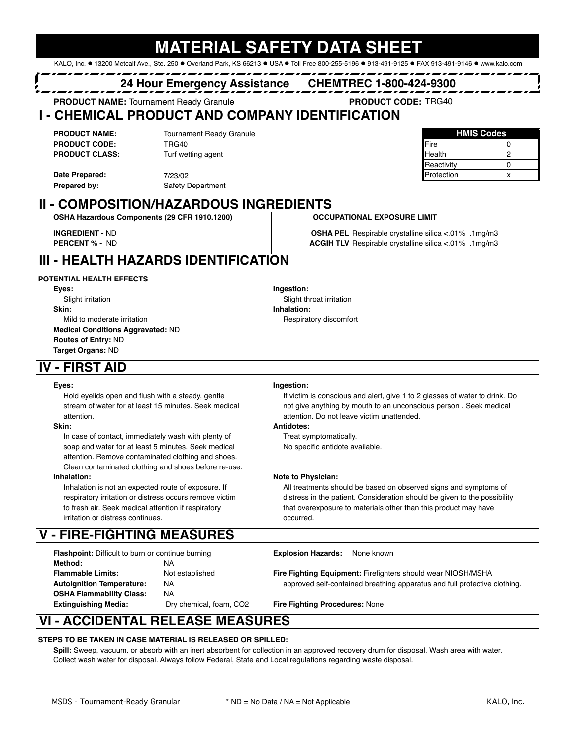# MATERIAL SAFETY DATA SHEET

KALO, Inc. ● 13200 Metcalf Ave., Ste. 250 ● Overland Park, KS 66213 ● USA ● Toll Free 800-255-5196 ● 913-491-9125 ● FAX 913-491-9146 ● www.kalo.com

**24 Hour Emergency Assistance CHEMTREC 1-800-424-9300**

**PRODUCT NAME:** Tournament Ready Granule **PRODUCT CODE:** TRG40

## I - CHEMICAL PRODUCT AND COMPANY IDENTIFICATION

**PRODUCT NAME:** Tournament Ready Granule
**PRODUCT CODE:** TRG40
**PRODUCT CLASS:** Turf wetting agent

**Date Prepared:** 7/23/02
**Prepared by:** Safety Department

| HMIS Codes | |
|---|---|
| Fire | 0 |
| Health | 2 |
| Reactivity | 0 |
| Protection | x |

## II - COMPOSITION/HAZARDOUS INGREDIENTS

**OSHA Hazardous Components (29 CFR 1910.1200)**

**INGREDIENT -** ND
**PERCENT % -** ND

**OCCUPATIONAL EXPOSURE LIMIT**

**OSHA PEL** Respirable crystalline silica <.01% .1mg/m3
**ACGIH TLV** Respirable crystalline silica <.01% .1mg/m3

## III - HEALTH HAZARDS IDENTIFICATION

**POTENTIAL HEALTH EFFECTS**

**Eyes:**
Slight irritation

**Skin:**
Mild to moderate irritation

**Medical Conditions Aggravated:** ND
**Routes of Entry:** ND
**Target Organs:** ND

**Ingestion:**
Slight throat irritation

**Inhalation:**
Respiratory discomfort

## IV - FIRST AID

**Eyes:**
Hold eyelids open and flush with a steady, gentle stream of water for at least 15 minutes. Seek medical attention.

**Skin:**
In case of contact, immediately wash with plenty of soap and water for at least 5 minutes. Seek medical attention. Remove contaminated clothing and shoes. Clean contaminated clothing and shoes before re-use.

**Inhalation:**
Inhalation is not an expected route of exposure. If respiratory irritation or distress occurs remove victim to fresh air. Seek medical attention if respiratory irritation or distress continues.

**Ingestion:**
If victim is conscious and alert, give 1 to 2 glasses of water to drink. Do not give anything by mouth to an unconscious person . Seek medical attention. Do not leave victim unattended.

**Antidotes:**
Treat symptomatically.
No specific antidote available.

**Note to Physician:**
All treatments should be based on observed signs and symptoms of distress in the patient. Consideration should be given to the possibility that overexposure to materials other than this product may have occurred.

## V - FIRE-FIGHTING MEASURES

**Flashpoint:** Difficult to burn or continue burning
**Method:** NA
**Flammable Limits:** Not established
**Autoignition Temperature:** NA
**OSHA Flammability Class:** NA
**Extinguishing Media:** Dry chemical, foam, CO2

**Explosion Hazards:** None known

**Fire Fighting Equipment:** Firefighters should wear NIOSH/MSHA approved self-contained breathing apparatus and full protective clothing.

**Fire Fighting Procedures:** None

## VI - ACCIDENTAL RELEASE MEASURES

**STEPS TO BE TAKEN IN CASE MATERIAL IS RELEASED OR SPILLED:**

**Spill:** Sweep, vacuum, or absorb with an inert absorbent for collection in an approved recovery drum for disposal. Wash area with water. Collect wash water for disposal. Always follow Federal, State and Local regulations regarding waste disposal.

\* ND = No Data / NA = Not Applicable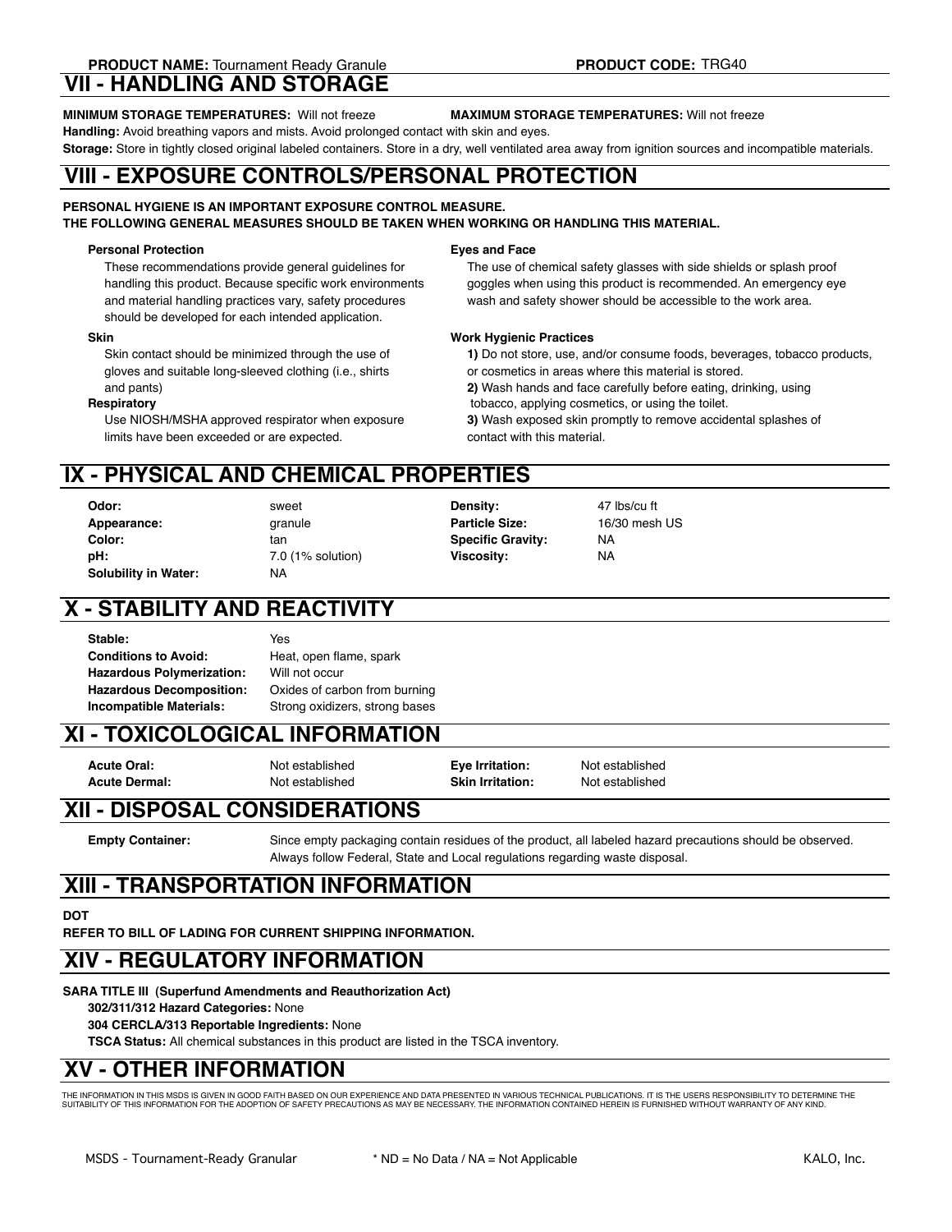**PRODUCT NAME:** Tournament Ready Granule **PRODUCT CODE:** TRG40

## VII - HANDLING AND STORAGE

**MINIMUM STORAGE TEMPERATURES:** Will not freeze **MAXIMUM STORAGE TEMPERATURES:** Will not freeze

**Handling:** Avoid breathing vapors and mists. Avoid prolonged contact with skin and eyes.

**Storage:** Store in tightly closed original labeled containers. Store in a dry, well ventilated area away from ignition sources and incompatible materials.

## VIII - EXPOSURE CONTROLS/PERSONAL PROTECTION

**PERSONAL HYGIENE IS AN IMPORTANT EXPOSURE CONTROL MEASURE.**
**THE FOLLOWING GENERAL MEASURES SHOULD BE TAKEN WHEN WORKING OR HANDLING THIS MATERIAL.**

**Personal Protection**

These recommendations provide general guidelines for handling this product. Because specific work environments and material handling practices vary, safety procedures should be developed for each intended application.

**Skin**

Skin contact should be minimized through the use of gloves and suitable long-sleeved clothing (i.e., shirts and pants)

**Respiratory**

Use NIOSH/MSHA approved respirator when exposure limits have been exceeded or are expected.

**Eyes and Face**

The use of chemical safety glasses with side shields or splash proof goggles when using this product is recommended. An emergency eye wash and safety shower should be accessible to the work area.

**Work Hygienic Practices**

**1)** Do not store, use, and/or consume foods, beverages, tobacco products, or cosmetics in areas where this material is stored.
**2)** Wash hands and face carefully before eating, drinking, using tobacco, applying cosmetics, or using the toilet.
**3)** Wash exposed skin promptly to remove accidental splashes of contact with this material.

## IX - PHYSICAL AND CHEMICAL PROPERTIES

| | | | |
|---|---|---|---|
| **Odor:** | sweet | **Density:** | 47 lbs/cu ft |
| **Appearance:** | granule | **Particle Size:** | 16/30 mesh US |
| **Color:** | tan | **Specific Gravity:** | NA |
| **pH:** | 7.0 (1% solution) | **Viscosity:** | NA |
| **Solubility in Water:** | NA | | |

## X - STABILITY AND REACTIVITY

| | |
|---|---|
| **Stable:** | Yes |
| **Conditions to Avoid:** | Heat, open flame, spark |
| **Hazardous Polymerization:** | Will not occur |
| **Hazardous Decomposition:** | Oxides of carbon from burning |
| **Incompatible Materials:** | Strong oxidizers, strong bases |

## XI - TOXICOLOGICAL INFORMATION

| | | | |
|---|---|---|---|
| **Acute Oral:** | Not established | **Eye Irritation:** | Not established |
| **Acute Dermal:** | Not established | **Skin Irritation:** | Not established |

## XII - DISPOSAL CONSIDERATIONS

**Empty Container:** Since empty packaging contain residues of the product, all labeled hazard precautions should be observed. Always follow Federal, State and Local regulations regarding waste disposal.

## XIII - TRANSPORTATION INFORMATION

**DOT**

**REFER TO BILL OF LADING FOR CURRENT SHIPPING INFORMATION.**

## XIV - REGULATORY INFORMATION

**SARA TITLE III (Superfund Amendments and Reauthorization Act)**

**302/311/312 Hazard Categories:** None

**304 CERCLA/313 Reportable Ingredients:** None

**TSCA Status:** All chemical substances in this product are listed in the TSCA inventory.

## XV - OTHER INFORMATION

THE INFORMATION IN THIS MSDS IS GIVEN IN GOOD FAITH BASED ON OUR EXPERIENCE AND DATA PRESENTED IN VARIOUS TECHNICAL PUBLICATIONS. IT IS THE USERS RESPONSIBILITY TO DETERMINE THE SUITABILITY OF THIS INFORMATION FOR THE ADOPTION OF SAFETY PRECAUTIONS AS MAY BE NECESSARY. THE INFORMATION CONTAINED HEREIN IS FURNISHED WITHOUT WARRANTY OF ANY KIND.

\* ND = No Data / NA = Not Applicable